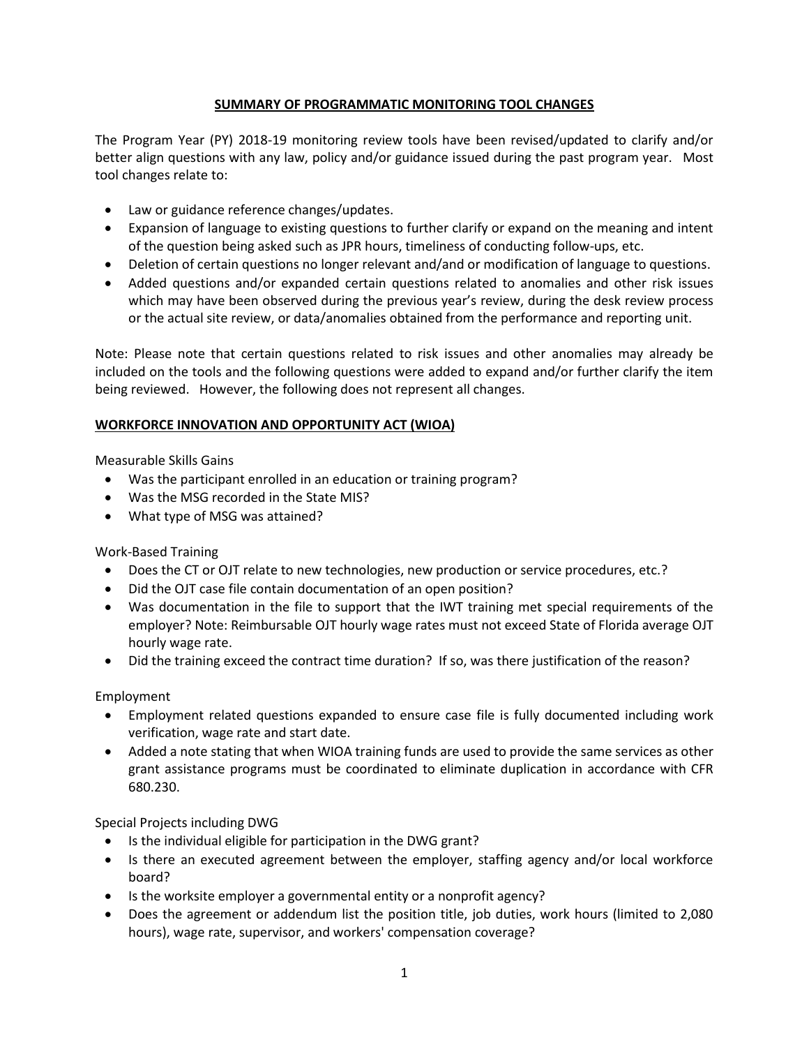# SUMMARY OF PROGRAMMATIC MONITORING TOOL CHANGES

The Program Year (PY) 2018-19 monitoring review tools have been revised/updated to clarify and/or better align questions with any law, policy and/or guidance issued during the past program year. Most tool changes relate to:

- Law or guidance reference changes/updates.
- Expansion of language to existing questions to further clarify or expand on the meaning and intent of the question being asked such as JPR hours, timeliness of conducting follow-ups, etc.
- Deletion of certain questions no longer relevant and/and or modification of language to questions.
- Added questions and/or expanded certain questions related to anomalies and other risk issues which may have been observed during the previous year's review, during the desk review process or the actual site review, or data/anomalies obtained from the performance and reporting unit.

Note: Please note that certain questions related to risk issues and other anomalies may already be included on the tools and the following questions were added to expand and/or further clarify the item being reviewed. However, the following does not represent all changes.

## WORKFORCE INNOVATION AND OPPORTUNITY ACT (WIOA)

Measurable Skills Gains

- Was the participant enrolled in an education or training program?
- Was the MSG recorded in the State MIS?
- What type of MSG was attained?

Work-Based Training

- Does the CT or OJT relate to new technologies, new production or service procedures, etc.?
- Did the OJT case file contain documentation of an open position?
- Was documentation in the file to support that the IWT training met special requirements of the employer? Note: Reimbursable OJT hourly wage rates must not exceed State of Florida average OJT hourly wage rate.
- Did the training exceed the contract time duration? If so, was there justification of the reason?

Employment

- Employment related questions expanded to ensure case file is fully documented including work verification, wage rate and start date.
- Added a note stating that when WIOA training funds are used to provide the same services as other grant assistance programs must be coordinated to eliminate duplication in accordance with CFR 680.230.

Special Projects including DWG

- Is the individual eligible for participation in the DWG grant?
- Is there an executed agreement between the employer, staffing agency and/or local workforce board?
- Is the worksite employer a governmental entity or a nonprofit agency?
- Does the agreement or addendum list the position title, job duties, work hours (limited to 2,080 hours), wage rate, supervisor, and workers' compensation coverage?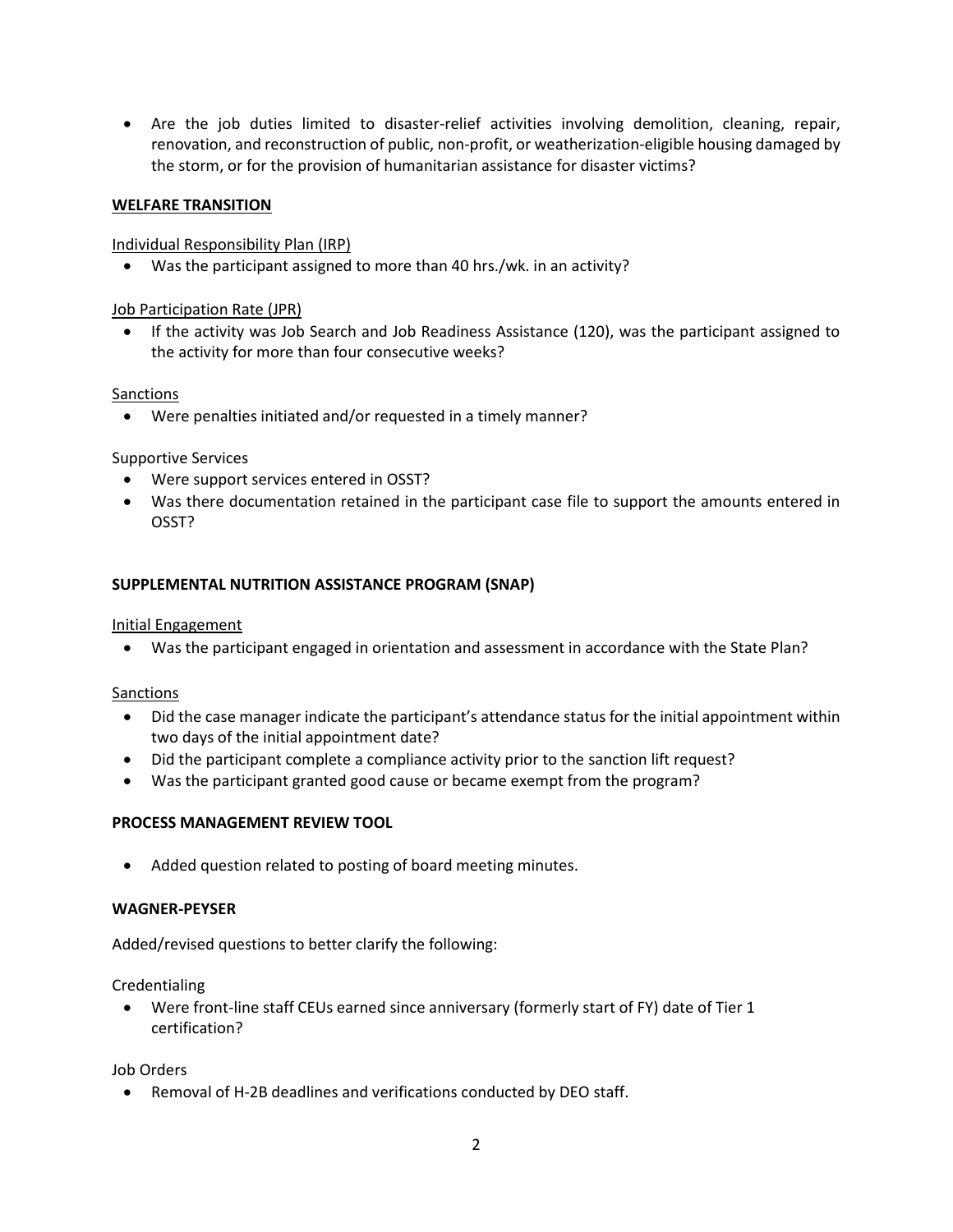- Are the job duties limited to disaster-relief activities involving demolition, cleaning, repair, renovation, and reconstruction of public, non-profit, or weatherization-eligible housing damaged by the storm, or for the provision of humanitarian assistance for disaster victims?

## WELFARE TRANSITION

Individual Responsibility Plan (IRP)

- Was the participant assigned to more than 40 hrs./wk. in an activity?

Job Participation Rate (JPR)

- If the activity was Job Search and Job Readiness Assistance (120), was the participant assigned to the activity for more than four consecutive weeks?

Sanctions

- Were penalties initiated and/or requested in a timely manner?

Supportive Services

- Were support services entered in OSST?
- Was there documentation retained in the participant case file to support the amounts entered in OSST?

## SUPPLEMENTAL NUTRITION ASSISTANCE PROGRAM (SNAP)

Initial Engagement

- Was the participant engaged in orientation and assessment in accordance with the State Plan?

Sanctions

- Did the case manager indicate the participant's attendance status for the initial appointment within two days of the initial appointment date?
- Did the participant complete a compliance activity prior to the sanction lift request?
- Was the participant granted good cause or became exempt from the program?

## PROCESS MANAGEMENT REVIEW TOOL

- Added question related to posting of board meeting minutes.

## WAGNER-PEYSER

Added/revised questions to better clarify the following:

Credentialing

- Were front-line staff CEUs earned since anniversary (formerly start of FY) date of Tier 1 certification?

Job Orders

- Removal of H-2B deadlines and verifications conducted by DEO staff.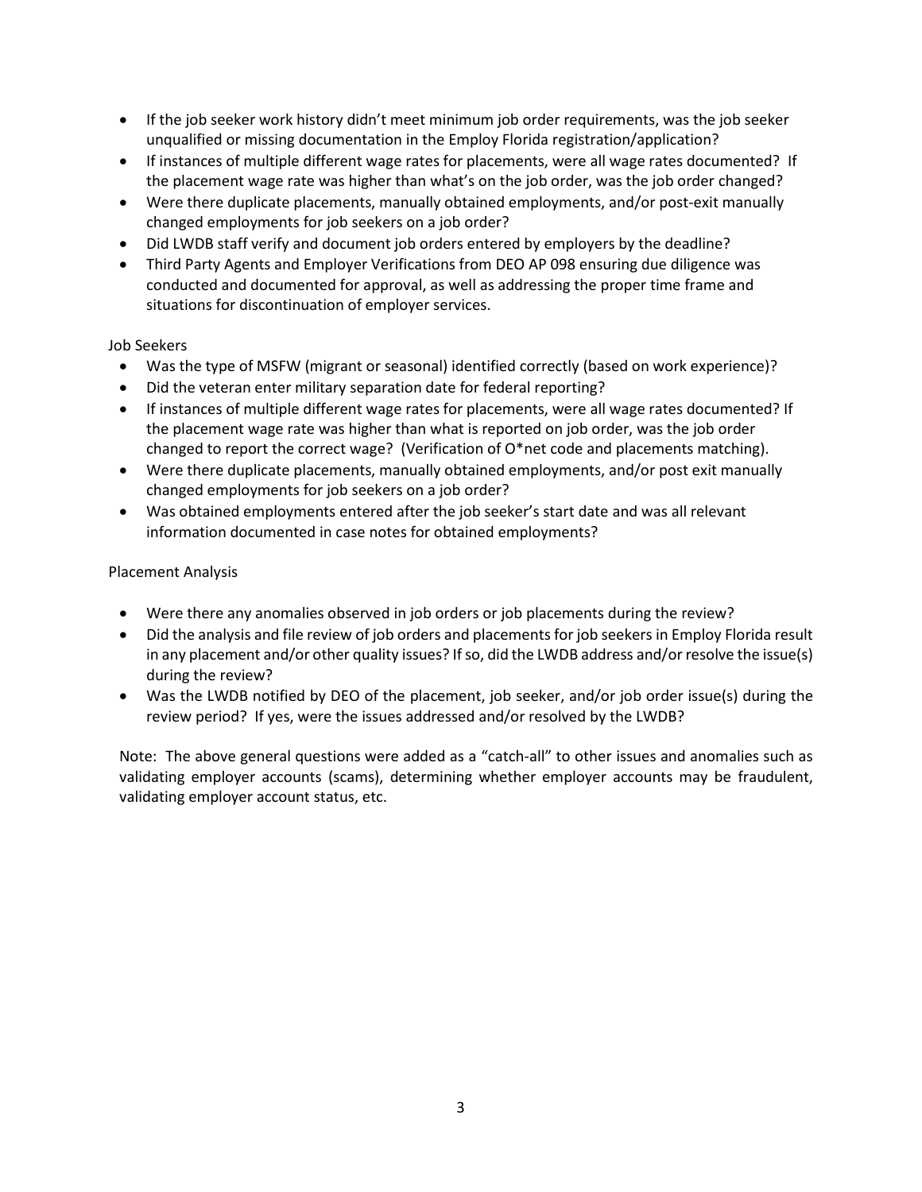- If the job seeker work history didn't meet minimum job order requirements, was the job seeker unqualified or missing documentation in the Employ Florida registration/application?
- If instances of multiple different wage rates for placements, were all wage rates documented? If the placement wage rate was higher than what's on the job order, was the job order changed?
- Were there duplicate placements, manually obtained employments, and/or post-exit manually changed employments for job seekers on a job order?
- Did LWDB staff verify and document job orders entered by employers by the deadline?
- Third Party Agents and Employer Verifications from DEO AP 098 ensuring due diligence was conducted and documented for approval, as well as addressing the proper time frame and situations for discontinuation of employer services.

Job Seekers

- Was the type of MSFW (migrant or seasonal) identified correctly (based on work experience)?
- Did the veteran enter military separation date for federal reporting?
- If instances of multiple different wage rates for placements, were all wage rates documented? If the placement wage rate was higher than what is reported on job order, was the job order changed to report the correct wage? (Verification of O*net code and placements matching).
- Were there duplicate placements, manually obtained employments, and/or post exit manually changed employments for job seekers on a job order?
- Was obtained employments entered after the job seeker's start date and was all relevant information documented in case notes for obtained employments?

Placement Analysis

- Were there any anomalies observed in job orders or job placements during the review?
- Did the analysis and file review of job orders and placements for job seekers in Employ Florida result in any placement and/or other quality issues? If so, did the LWDB address and/or resolve the issue(s) during the review?
- Was the LWDB notified by DEO of the placement, job seeker, and/or job order issue(s) during the review period? If yes, were the issues addressed and/or resolved by the LWDB?

Note: The above general questions were added as a "catch-all" to other issues and anomalies such as validating employer accounts (scams), determining whether employer accounts may be fraudulent, validating employer account status, etc.